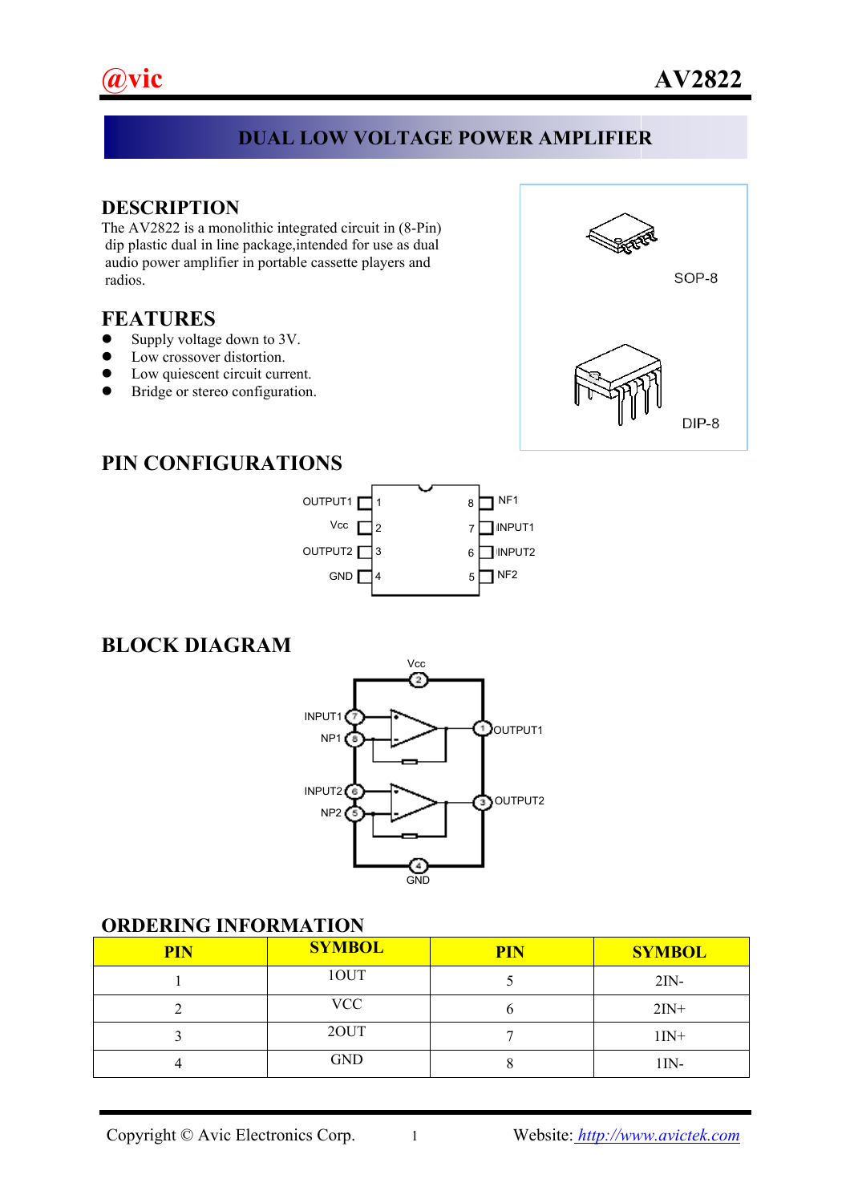# AV2822

## DUAL LOW VOLTAGE POWER AMPLIFIER

## DESCRIPTION

The AV2822 is a monolithic integrated circuit in (8-Pin) dip plastic dual in line package,intended for use as dual audio power amplifier in portable cassette players and radios.

## FEATURES

- Supply voltage down to 3V.
- Low crossover distortion.
- Low quiescent circuit current.
- Bridge or stereo configuration.

SOP-8

DIP-8

## PIN CONFIGURATIONS

OUTPUT1 1, Vcc 2, OUTPUT2 3, GND 4, NF2 5, INPUT2 6, INPUT1 7, NF1 8

## BLOCK DIAGRAM

Vcc (2), INPUT1 (7), NP1 (8), OUTPUT1 (1), INPUT2 (6), NP2 (5), OUTPUT2 (3), GND (4)

## ORDERING INFORMATION

| PIN | SYMBOL | PIN | SYMBOL |
|---|---|---|---|
| 1 | 1OUT | 5 | 2IN- |
| 2 | VCC | 6 | 2IN+ |
| 3 | 2OUT | 7 | 1IN+ |
| 4 | GND | 8 | 1IN- |

Copyright © Avic Electronics Corp. Website: http://www.avictek.com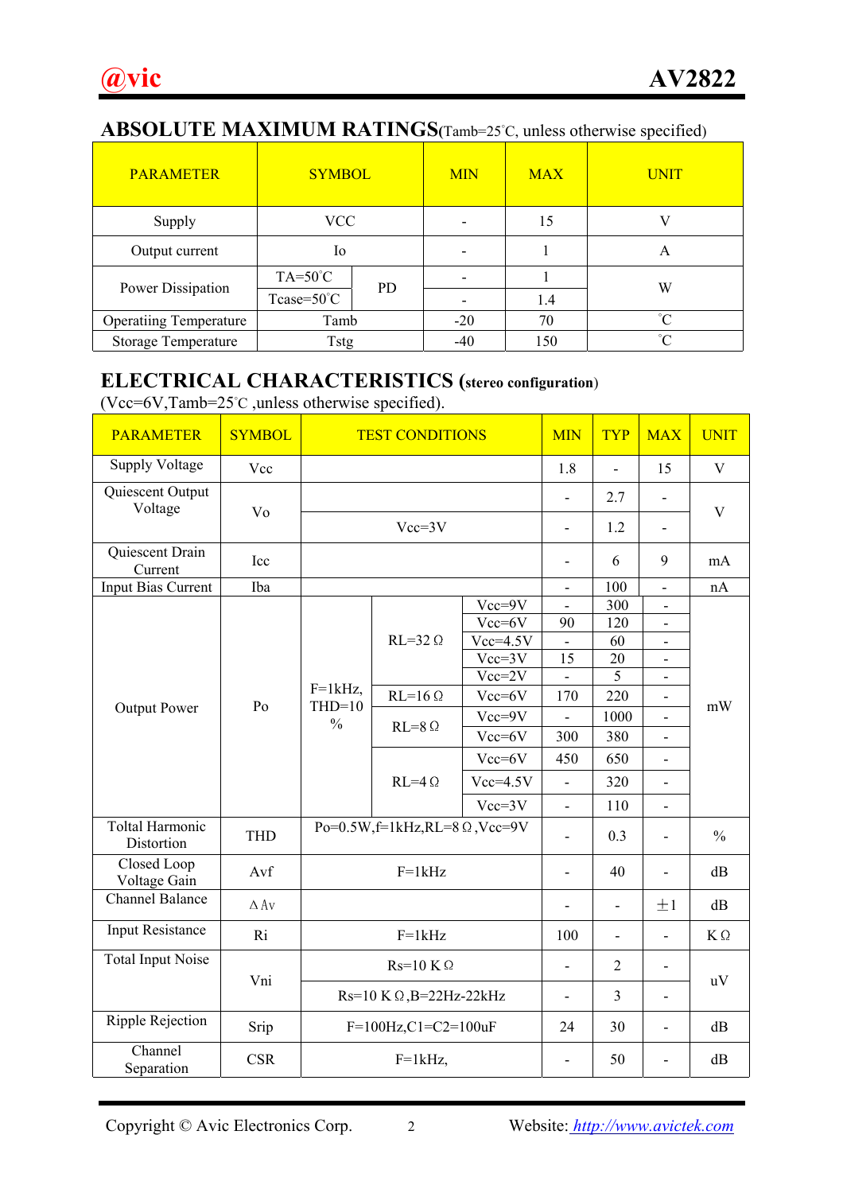## ABSOLUTE MAXIMUM RATINGS(Tamb=25°C, unless otherwise specified)

| PARAMETER | SYMBOL | | MIN | MAX | UNIT |
|---|---|---|---|---|---|
| Supply | VCC | | - | 15 | V |
| Output current | Io | | - | 1 | A |
| Power Dissipation | TA=50°C | PD | - | 1 | W |
| | Tcase=50°C | | - | 1.4 | |
| Operatiing Temperature | Tamb | | -20 | 70 | °C |
| Storage Temperature | Tstg | | -40 | 150 | °C |

## ELECTRICAL CHARACTERISTICS (stereo configuration)

(Vcc=6V,Tamb=25°C ,unless otherwise specified).

| PARAMETER | SYMBOL | TEST CONDITIONS | | | MIN | TYP | MAX | UNIT |
|---|---|---|---|---|---|---|---|---|
| Supply Voltage | Vcc | | | | 1.8 | - | 15 | V |
| Quiescent Output Voltage | Vo | | | | - | 2.7 | - | V |
| | | Vcc=3V | | | - | 1.2 | - | |
| Quiescent Drain Current | Icc | | | | - | 6 | 9 | mA |
| Input Bias Current | Iba | | | | - | 100 | - | nA |
| Output Power | Po | F=1kHz, THD=10 % | RL=32 Ω | Vcc=9V | - | 300 | - | mW |
| | | | | Vcc=6V | 90 | 120 | - | |
| | | | | Vcc=4.5V | - | 60 | - | |
| | | | | Vcc=3V | 15 | 20 | - | |
| | | | | Vcc=2V | - | 5 | - | |
| | | | RL=16 Ω | Vcc=6V | 170 | 220 | - | |
| | | | RL=8 Ω | Vcc=9V | - | 1000 | - | |
| | | | | Vcc=6V | 300 | 380 | - | |
| | | | RL=4 Ω | Vcc=6V | 450 | 650 | - | |
| | | | | Vcc=4.5V | - | 320 | - | |
| | | | | Vcc=3V | - | 110 | - | |
| Toltal Harmonic Distortion | THD | Po=0.5W,f=1kHz,RL=8 Ω,Vcc=9V | | | - | 0.3 | - | % |
| Closed Loop Voltage Gain | Avf | F=1kHz | | | - | 40 | - | dB |
| Channel Balance | ΔAv | | | | - | - | ±1 | dB |
| Input Resistance | Ri | F=1kHz | | | 100 | - | - | KΩ |
| Total Input Noise | Vni | Rs=10 KΩ | | | - | 2 | - | uV |
| | | Rs=10 KΩ,B=22Hz-22kHz | | | - | 3 | - | |
| Ripple Rejection | Srip | F=100Hz,C1=C2=100uF | | | 24 | 30 | - | dB |
| Channel Separation | CSR | F=1kHz, | | | - | 50 | - | dB |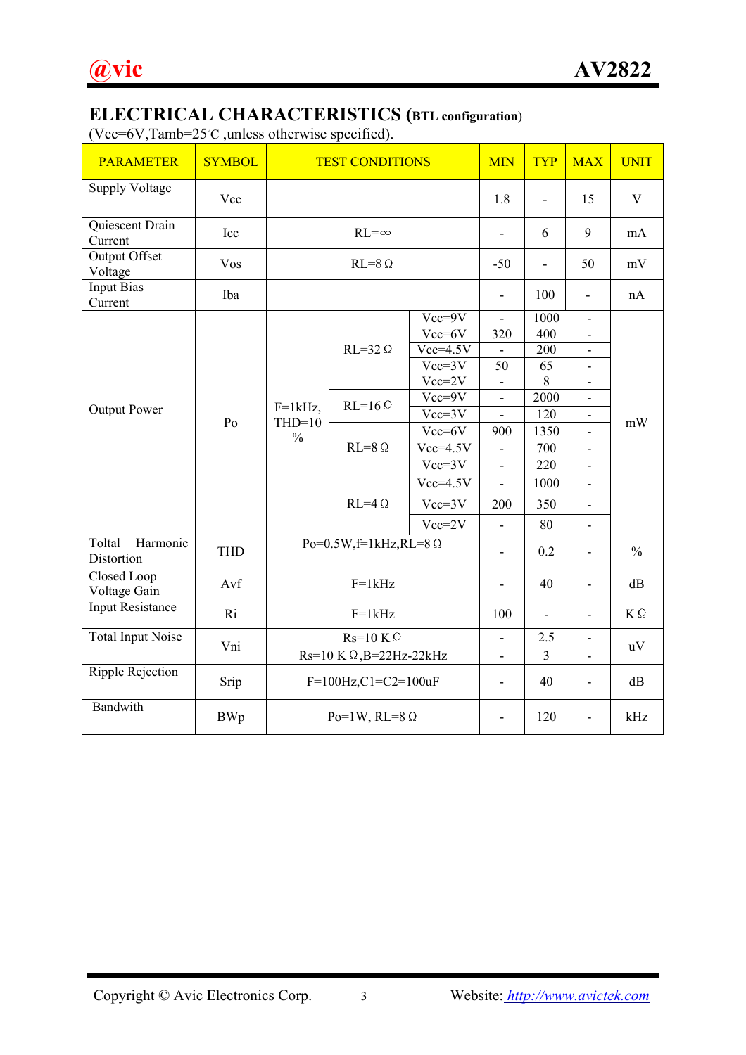## ELECTRICAL CHARACTERISTICS (BTL configuration)

(Vcc=6V,Tamb=25℃ ,unless otherwise specified).

| PARAMETER | SYMBOL | TEST CONDITIONS | | | MIN | TYP | MAX | UNIT |
|---|---|---|---|---|---|---|---|---|
| Supply Voltage | Vcc | | | | 1.8 | - | 15 | V |
| Quiescent Drain Current | Icc | RL=∞ | | | - | 6 | 9 | mA |
| Output Offset Voltage | Vos | RL=8Ω | | | -50 | - | 50 | mV |
| Input Bias Current | Iba | | | | - | 100 | - | nA |
| Output Power | Po | F=1kHz, THD=10% | RL=32Ω | Vcc=9V | - | 1000 | - | mW |
| | | | | Vcc=6V | 320 | 400 | - | |
| | | | | Vcc=4.5V | - | 200 | - | |
| | | | | Vcc=3V | 50 | 65 | - | |
| | | | | Vcc=2V | - | 8 | - | |
| | | | RL=16Ω | Vcc=9V | - | 2000 | - | |
| | | | | Vcc=3V | - | 120 | - | |
| | | | RL=8Ω | Vcc=6V | 900 | 1350 | - | |
| | | | | Vcc=4.5V | - | 700 | - | |
| | | | | Vcc=3V | - | 220 | - | |
| | | | RL=4Ω | Vcc=4.5V | - | 1000 | - | |
| | | | | Vcc=3V | 200 | 350 | - | |
| | | | | Vcc=2V | - | 80 | - | |
| Toltal Harmonic Distortion | THD | Po=0.5W,f=1kHz,RL=8Ω | | | - | 0.2 | - | % |
| Closed Loop Voltage Gain | Avf | F=1kHz | | | - | 40 | - | dB |
| Input Resistance | Ri | F=1kHz | | | 100 | - | - | KΩ |
| Total Input Noise | Vni | Rs=10 KΩ | | | - | 2.5 | - | uV |
| | | Rs=10 KΩ,B=22Hz-22kHz | | | - | 3 | - | |
| Ripple Rejection | Srip | F=100Hz,C1=C2=100uF | | | - | 40 | - | dB |
| Bandwith | BWp | Po=1W, RL=8Ω | | | - | 120 | - | kHz |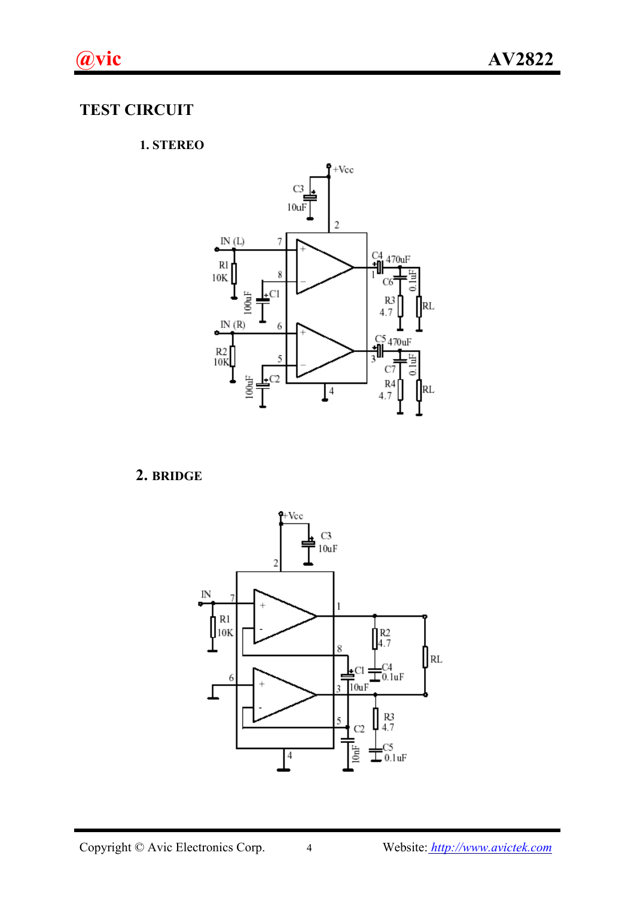# TEST CIRCUIT

### 1. STEREO

### 2. BRIDGE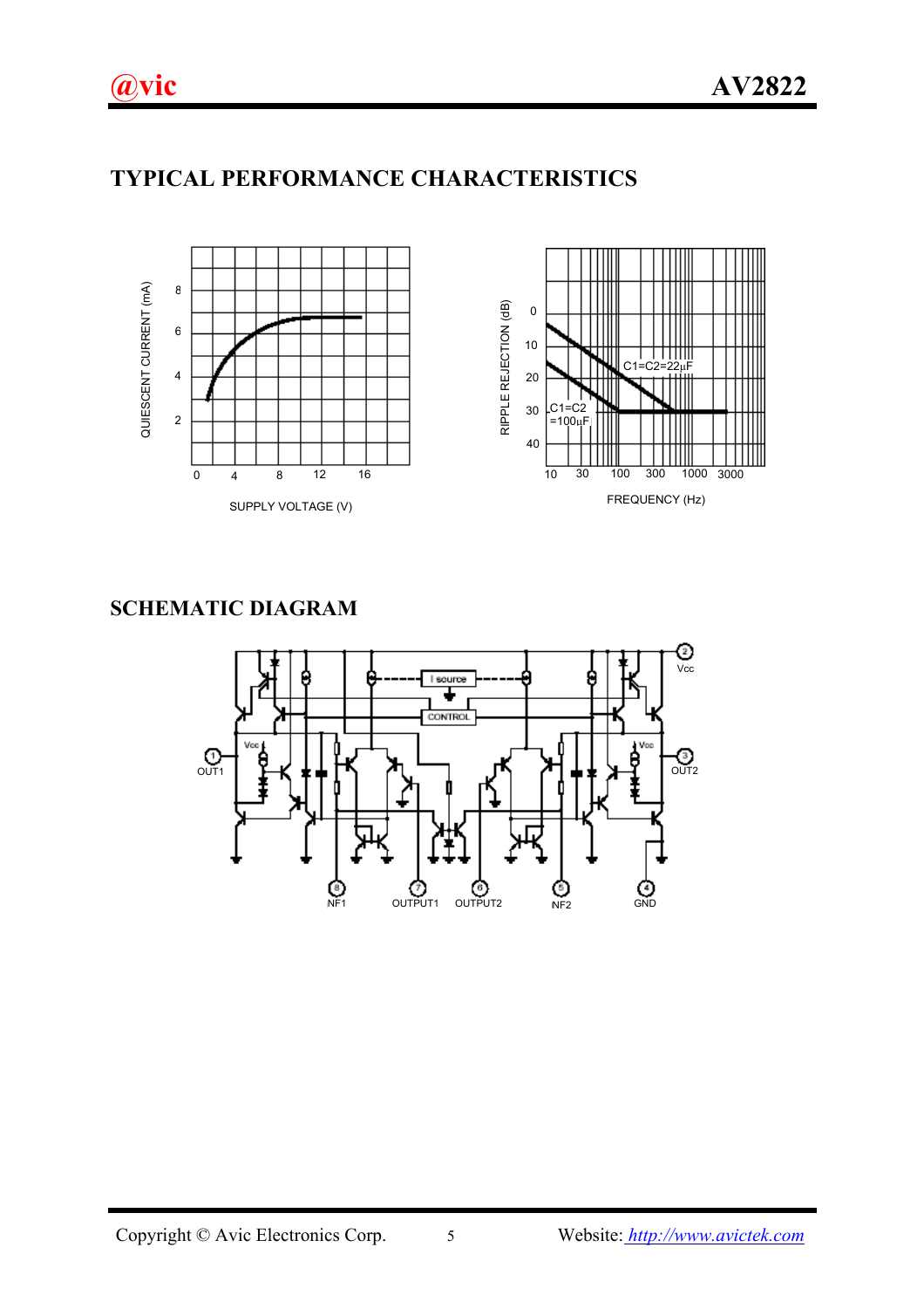## TYPICAL PERFORMANCE CHARACTERISTICS

QUIESCENT CURRENT (mA)

8
6
4
2

0 4 8 12 16

SUPPLY VOLTAGE (V)

RIPPLE REJECTION (dB)

0
10
20
30
40

C1=C2=22μF

C1=C2 =100μF

10 30 100 300 1000 3000

FREQUENCY (Hz)

## SCHEMATIC DIAGRAM

I source

CONTROL

Vcc

OUT1

OUT2

Vcc

Vcc

NF1

OUTPUT1

OUTPUT2

NF2

GND

1 2 3 4 5 6 7 8

Copyright © Avic Electronics Corp.

Website: http://www.avictek.com